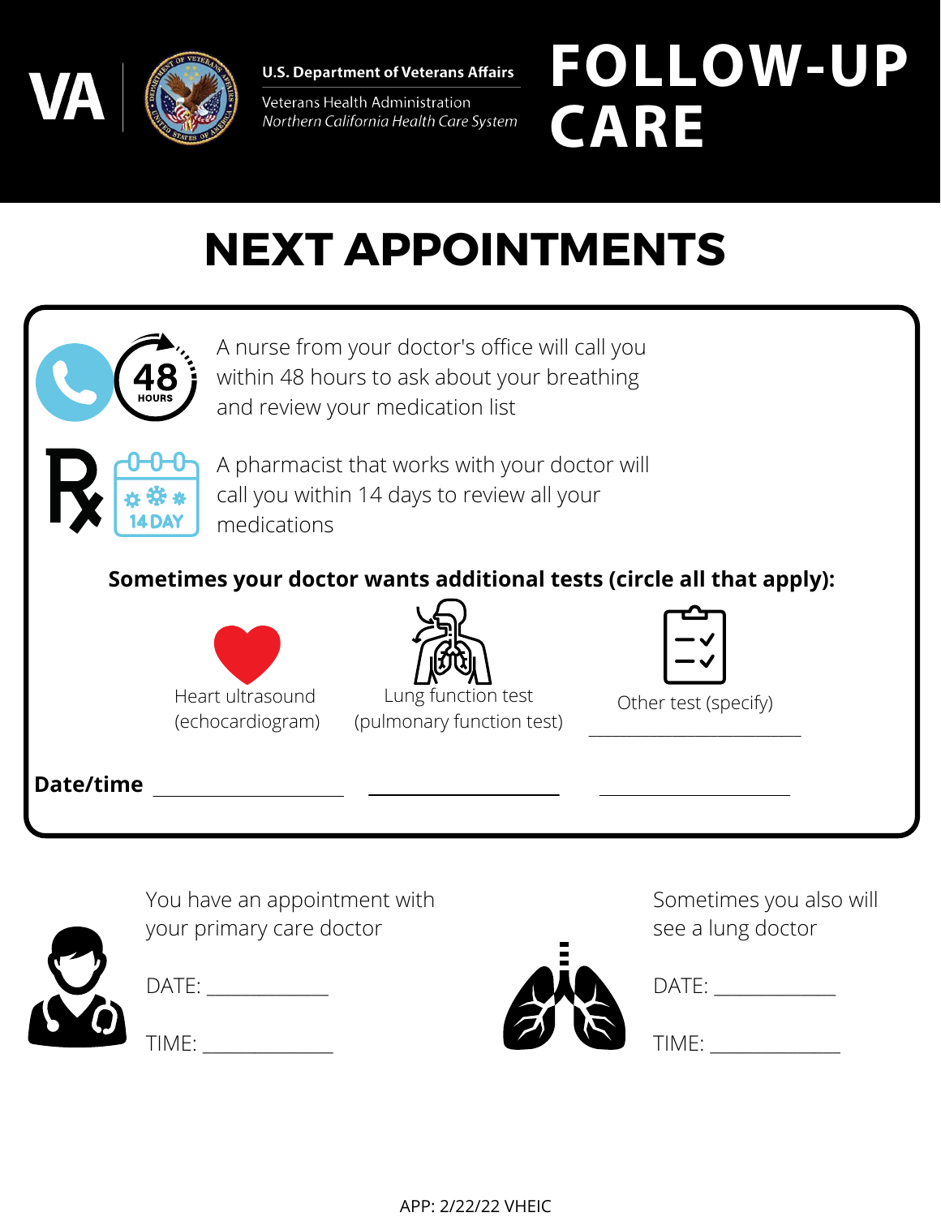VA

U.S. Department of Veterans Affairs

Veterans Health Administration
*Northern California Health Care System*

# FOLLOW-UP CARE

## NEXT APPOINTMENTS

48 HOURS

A nurse from your doctor's office will call you within 48 hours to ask about your breathing and review your medication list

14 DAY

A pharmacist that works with your doctor will call you within 14 days to review all your medications

**Sometimes your doctor wants additional tests (circle all that apply):**

Heart ultrasound (echocardiogram)

Lung function test (pulmonary function test)

Other test (specify) ______________________

**Date/time** ____________________ ____________________ ____________________

You have an appointment with your primary care doctor

DATE: ____________

TIME: _____________

Sometimes you also will see a lung doctor

DATE: ____________

TIME: _____________

APP: 2/22/22 VHEIC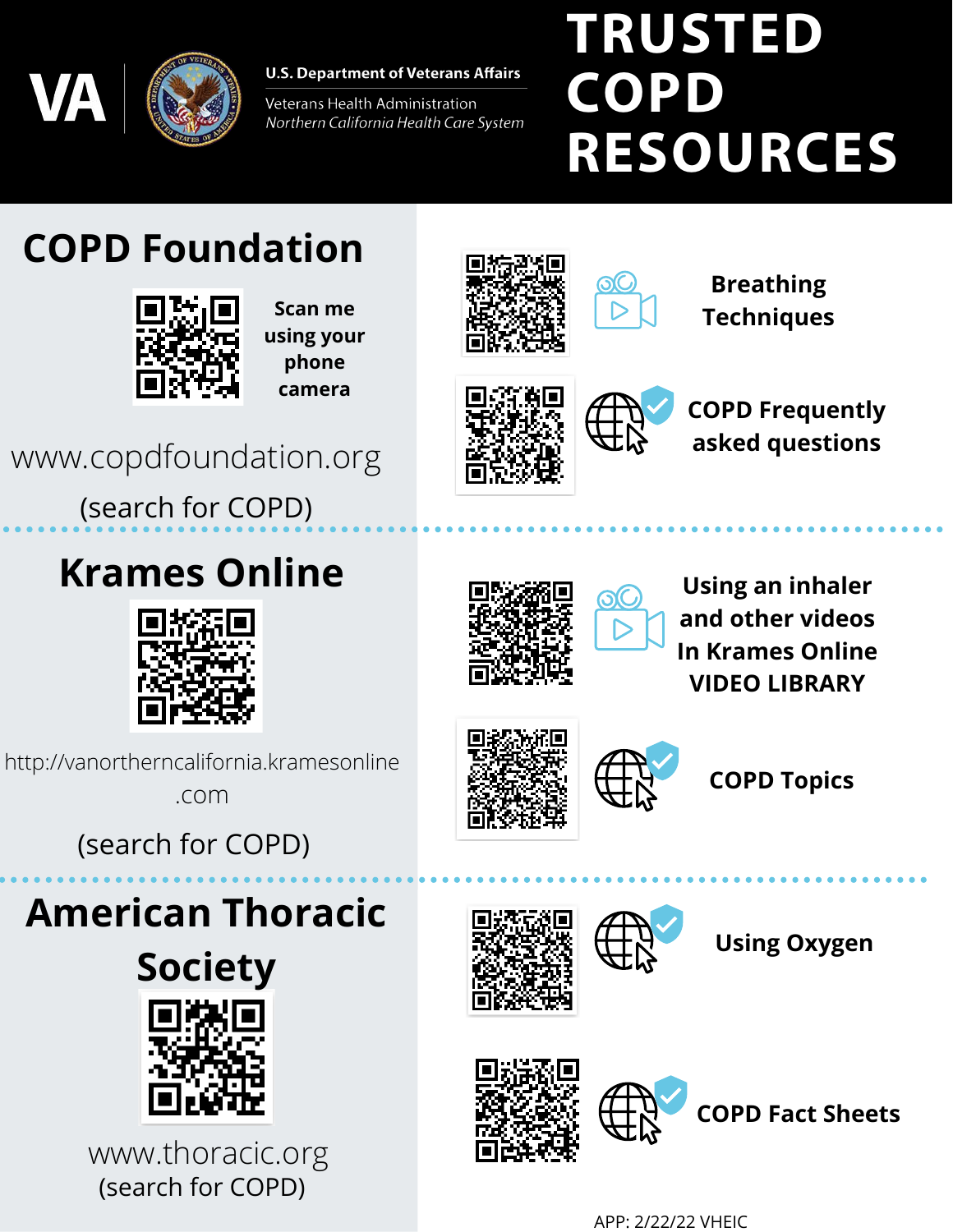U.S. Department of Veterans Affairs

Veterans Health Administration
*Northern California Health Care System*

# TRUSTED COPD RESOURCES

## COPD Foundation

**Scan me using your phone camera**

www.copdfoundation.org

(search for COPD)

**Breathing Techniques**

**COPD Frequently asked questions**

## Krames Online

http://vanortherncalifornia.kramesonline.com

(search for COPD)

**Using an inhaler and other videos In Krames Online VIDEO LIBRARY**

**COPD Topics**

## American Thoracic Society

www.thoracic.org
(search for COPD)

**Using Oxygen**

**COPD Fact Sheets**

APP: 2/22/22 VHEIC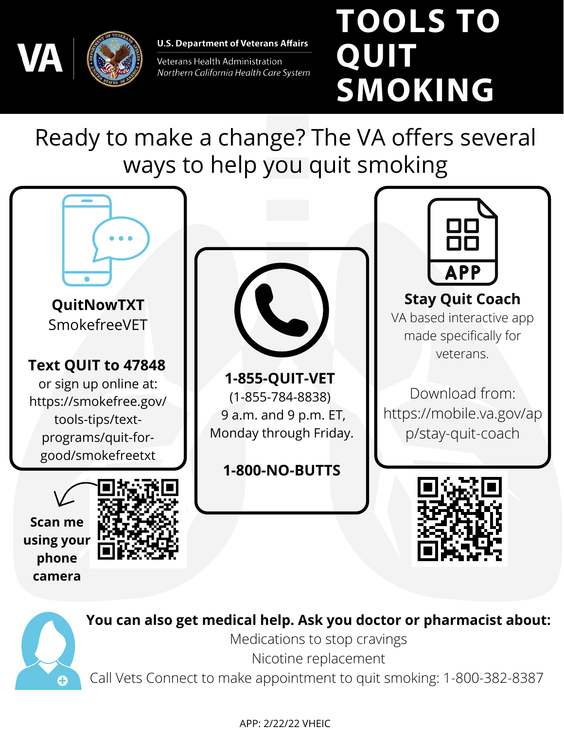U.S. Department of Veterans Affairs

Veterans Health Administration
*Northern California Health Care System*

# TOOLS TO QUIT SMOKING

## Ready to make a change? The VA offers several ways to help you quit smoking

**QuitNowTXT**
SmokefreeVET

**Text QUIT to 47848**
or sign up online at:
https://smokefree.gov/tools-tips/text-programs/quit-for-good/smokefreetxt

**Scan me using your phone camera**

**1-855-QUIT-VET**
(1-855-784-8838)
9 a.m. and 9 p.m. ET,
Monday through Friday.

**1-800-NO-BUTTS**

**Stay Quit Coach**
VA based interactive app made specifically for veterans.

Download from:
https://mobile.va.gov/app/stay-quit-coach

**You can also get medical help. Ask you doctor or pharmacist about:**

Medications to stop cravings

Nicotine replacement

Call Vets Connect to make appointment to quit smoking: 1-800-382-8387

APP: 2/22/22 VHEIC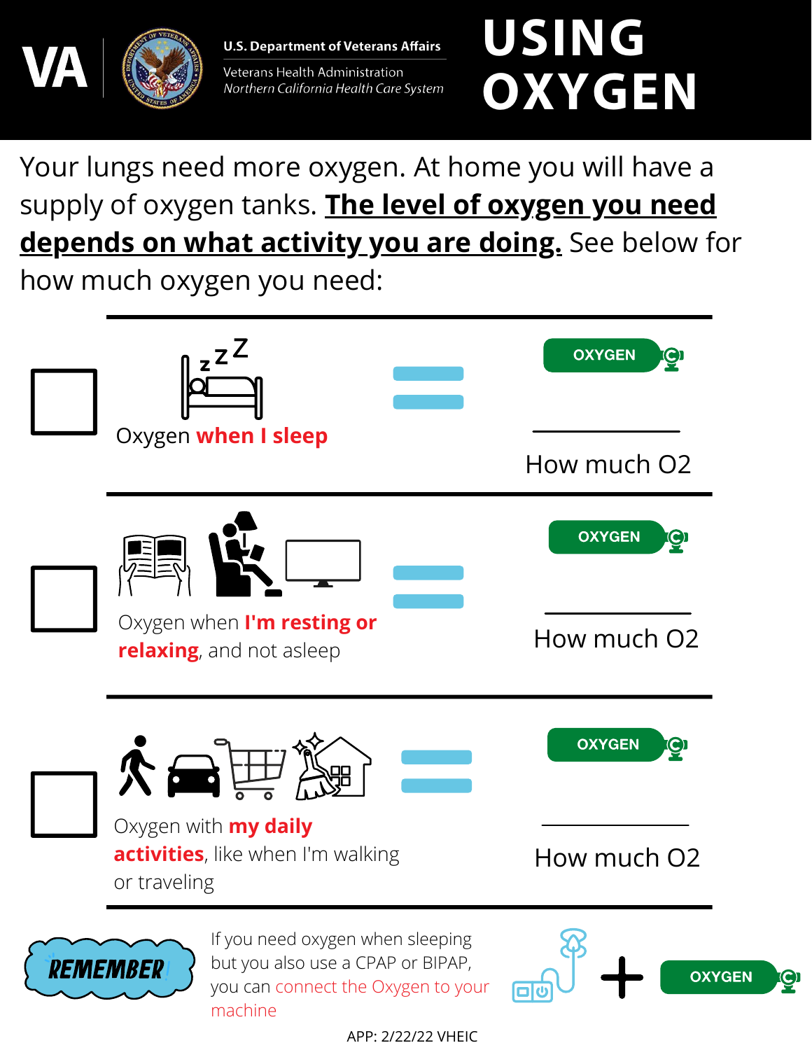VA | U.S. Department of Veterans Affairs

Veterans Health Administration

*Northern California Health Care System*

# USING OXYGEN

Your lungs need more oxygen. At home you will have a supply of oxygen tanks. **The level of oxygen you need depends on what activity you are doing.** See below for how much oxygen you need:

☐ Oxygen **when I sleep** = OXYGEN ________ How much O2

☐ Oxygen when **I'm resting or relaxing**, and not asleep = OXYGEN ________ How much O2

☐ Oxygen with **my daily activities**, like when I'm walking or traveling = OXYGEN ________ How much O2

**REMEMBER**

If you need oxygen when sleeping but you also use a CPAP or BIPAP, you can connect the Oxygen to your machine

+ OXYGEN

APP: 2/22/22 VHEIC